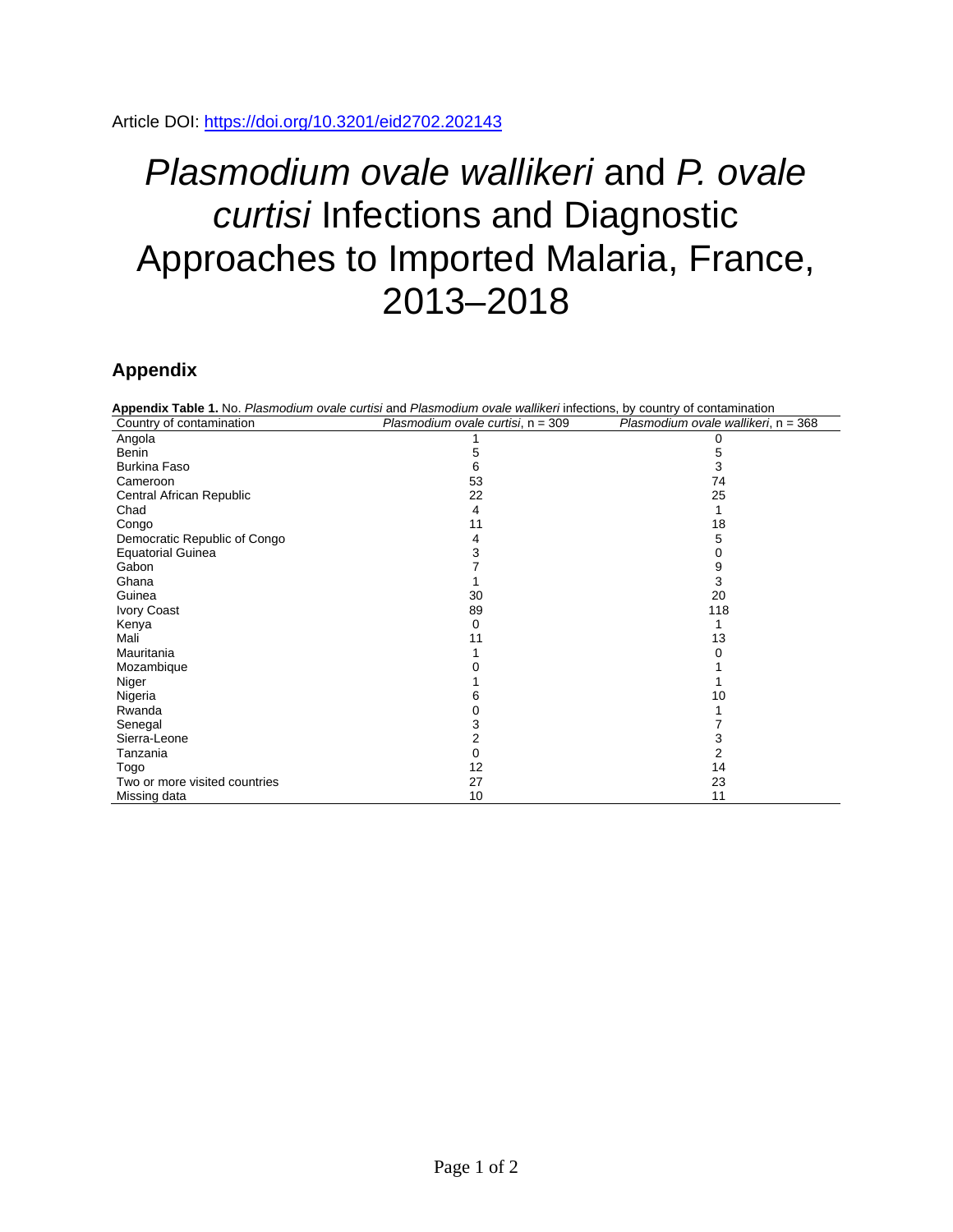Article DOI: https://doi.org/10.3201/eid2702.202143

# *Plasmodium ovale wallikeri* and *P. ovale curtisi* Infections and Diagnostic Approaches to Imported Malaria, France, 2013–2018

## Appendix

**Appendix Table 1.** No. *Plasmodium ovale curtisi* and *Plasmodium ovale wallikeri* infections, by country of contamination

| Country of contamination | *Plasmodium ovale curtisi*, n = 309 | *Plasmodium ovale wallikeri*, n = 368 |
|---|---|---|
| Angola | 1 | 0 |
| Benin | 5 | 5 |
| Burkina Faso | 6 | 3 |
| Cameroon | 53 | 74 |
| Central African Republic | 22 | 25 |
| Chad | 4 | 1 |
| Congo | 11 | 18 |
| Democratic Republic of Congo | 4 | 5 |
| Equatorial Guinea | 3 | 0 |
| Gabon | 7 | 9 |
| Ghana | 1 | 3 |
| Guinea | 30 | 20 |
| Ivory Coast | 89 | 118 |
| Kenya | 0 | 1 |
| Mali | 11 | 13 |
| Mauritania | 1 | 0 |
| Mozambique | 0 | 1 |
| Niger | 1 | 1 |
| Nigeria | 6 | 10 |
| Rwanda | 0 | 1 |
| Senegal | 3 | 7 |
| Sierra-Leone | 2 | 3 |
| Tanzania | 0 | 2 |
| Togo | 12 | 14 |
| Two or more visited countries | 27 | 23 |
| Missing data | 10 | 11 |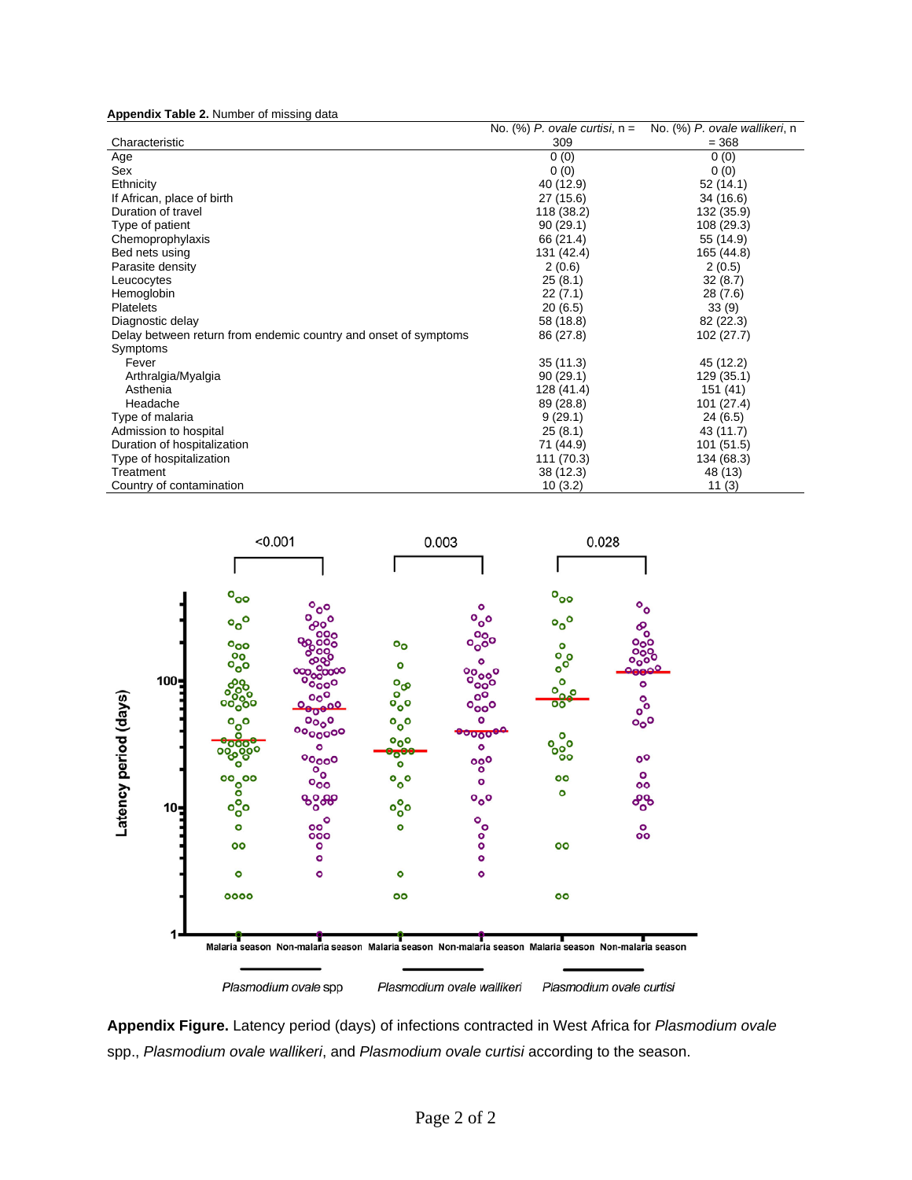**Appendix Table 2.** Number of missing data

| Characteristic | No. (%) *P. ovale curtisi*, n = 309 | No. (%) *P. ovale wallikeri*, n = 368 |
|---|---|---|
| Age | 0 (0) | 0 (0) |
| Sex | 0 (0) | 0 (0) |
| Ethnicity | 40 (12.9) | 52 (14.1) |
| If African, place of birth | 27 (15.6) | 34 (16.6) |
| Duration of travel | 118 (38.2) | 132 (35.9) |
| Type of patient | 90 (29.1) | 108 (29.3) |
| Chemoprophylaxis | 66 (21.4) | 55 (14.9) |
| Bed nets using | 131 (42.4) | 165 (44.8) |
| Parasite density | 2 (0.6) | 2 (0.5) |
| Leucocytes | 25 (8.1) | 32 (8.7) |
| Hemoglobin | 22 (7.1) | 28 (7.6) |
| Platelets | 20 (6.5) | 33 (9) |
| Diagnostic delay | 58 (18.8) | 82 (22.3) |
| Delay between return from endemic country and onset of symptoms | 86 (27.8) | 102 (27.7) |
| Symptoms | | |
| Fever | 35 (11.3) | 45 (12.2) |
| Arthralgia/Myalgia | 90 (29.1) | 129 (35.1) |
| Asthenia | 128 (41.4) | 151 (41) |
| Headache | 89 (28.8) | 101 (27.4) |
| Type of malaria | 9 (29.1) | 24 (6.5) |
| Admission to hospital | 25 (8.1) | 43 (11.7) |
| Duration of hospitalization | 71 (44.9) | 101 (51.5) |
| Type of hospitalization | 111 (70.3) | 134 (68.3) |
| Treatment | 38 (12.3) | 48 (13) |
| Country of contamination | 10 (3.2) | 11 (3) |

<0.001

0.003

0.028

Latency period (days)

100

10

1

Malaria season Non-malaria season Malaria season Non-malaria season Malaria season Non-malaria season

*Plasmodium ovale* spp *Plasmodium ovale wallikeri* *Plasmodium ovale curtisi*

**Appendix Figure.** Latency period (days) of infections contracted in West Africa for *Plasmodium ovale* spp., *Plasmodium ovale wallikeri*, and *Plasmodium ovale curtisi* according to the season.